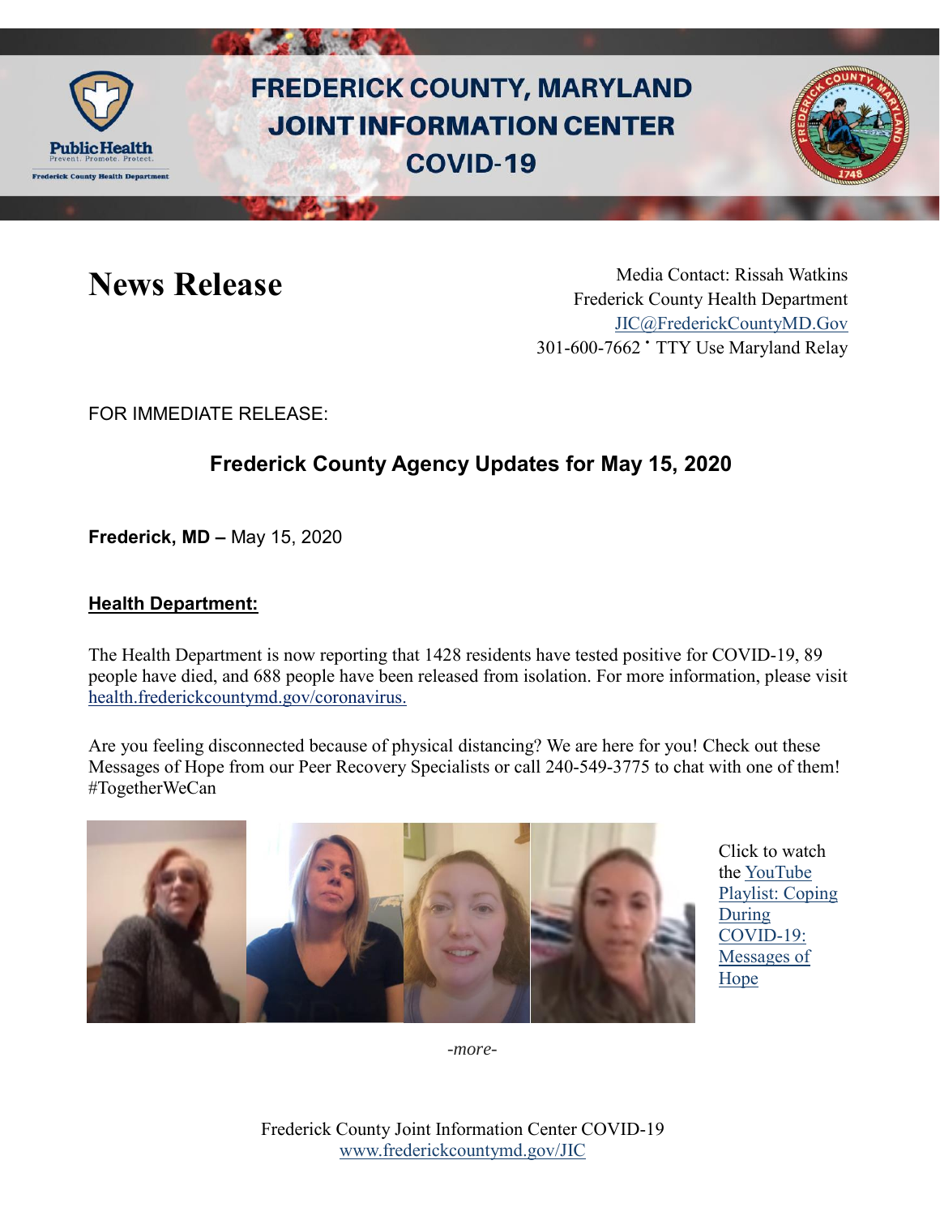# FREDERICK COUNTY, MARYLAND JOINT INFORMATION CENTER COVID-19

# News Release

Media Contact: Rissah Watkins
Frederick County Health Department
JIC@FrederickCountyMD.Gov
301-600-7662 • TTY Use Maryland Relay

FOR IMMEDIATE RELEASE:

## Frederick County Agency Updates for May 15, 2020

**Frederick, MD –** May 15, 2020

### Health Department:

The Health Department is now reporting that 1428 residents have tested positive for COVID-19, 89 people have died, and 688 people have been released from isolation. For more information, please visit health.frederickcountymd.gov/coronavirus.

Are you feeling disconnected because of physical distancing? We are here for you! Check out these Messages of Hope from our Peer Recovery Specialists or call 240-549-3775 to chat with one of them! #TogetherWeCan

Click to watch the YouTube Playlist: Coping During COVID-19: Messages of Hope

*-more-*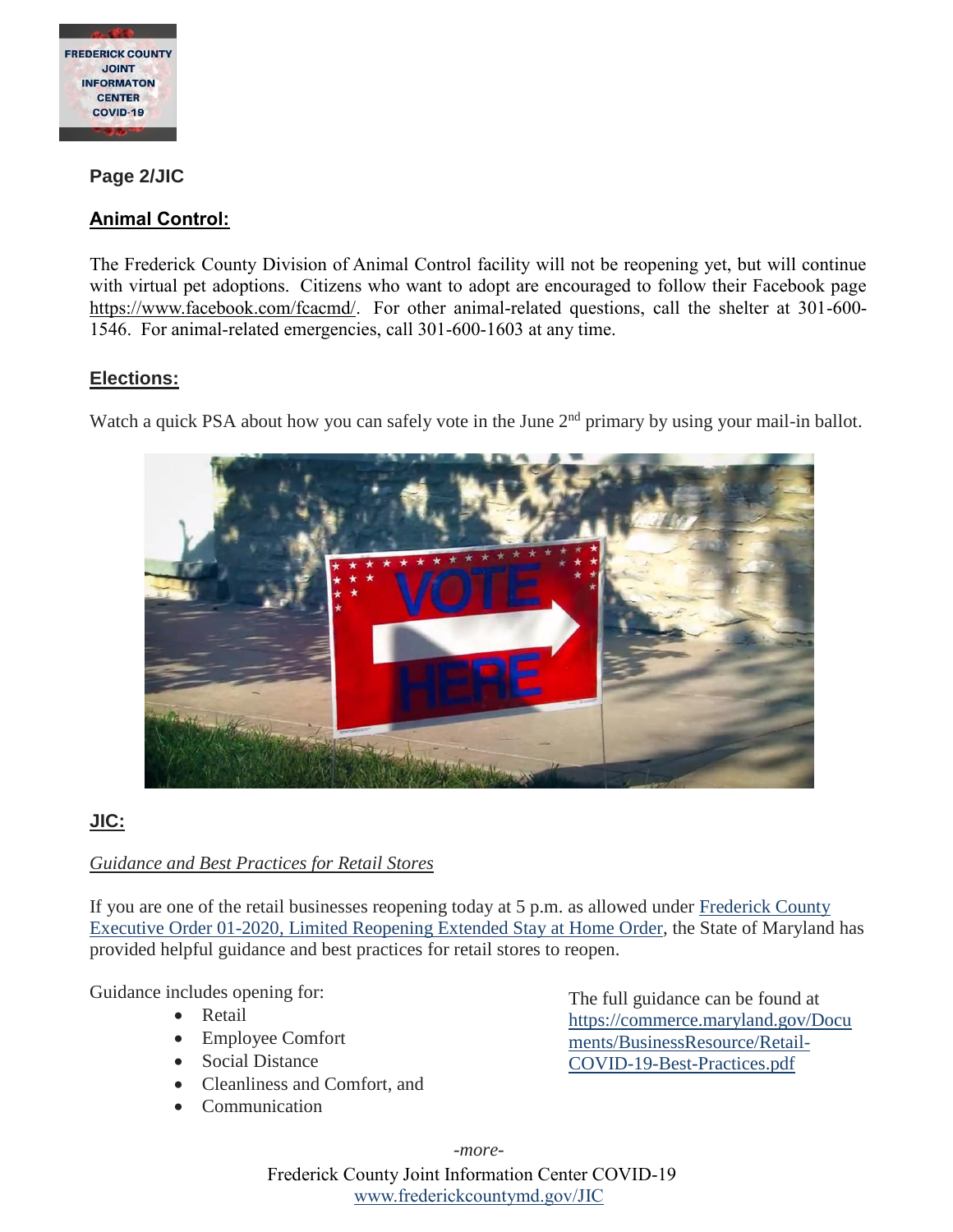**Page 2/JIC**

## Animal Control:

The Frederick County Division of Animal Control facility will not be reopening yet, but will continue with virtual pet adoptions. Citizens who want to adopt are encouraged to follow their Facebook page https://www.facebook.com/fcacmd/. For other animal-related questions, call the shelter at 301-600-1546. For animal-related emergencies, call 301-600-1603 at any time.

## Elections:

Watch a quick PSA about how you can safely vote in the June 2nd primary by using your mail-in ballot.

## JIC:

*Guidance and Best Practices for Retail Stores*

If you are one of the retail businesses reopening today at 5 p.m. as allowed under Frederick County Executive Order 01-2020, Limited Reopening Extended Stay at Home Order, the State of Maryland has provided helpful guidance and best practices for retail stores to reopen.

Guidance includes opening for:

- Retail
- Employee Comfort
- Social Distance
- Cleanliness and Comfort, and
- Communication

The full guidance can be found at https://commerce.maryland.gov/Documents/BusinessResource/Retail-COVID-19-Best-Practices.pdf

*-more-*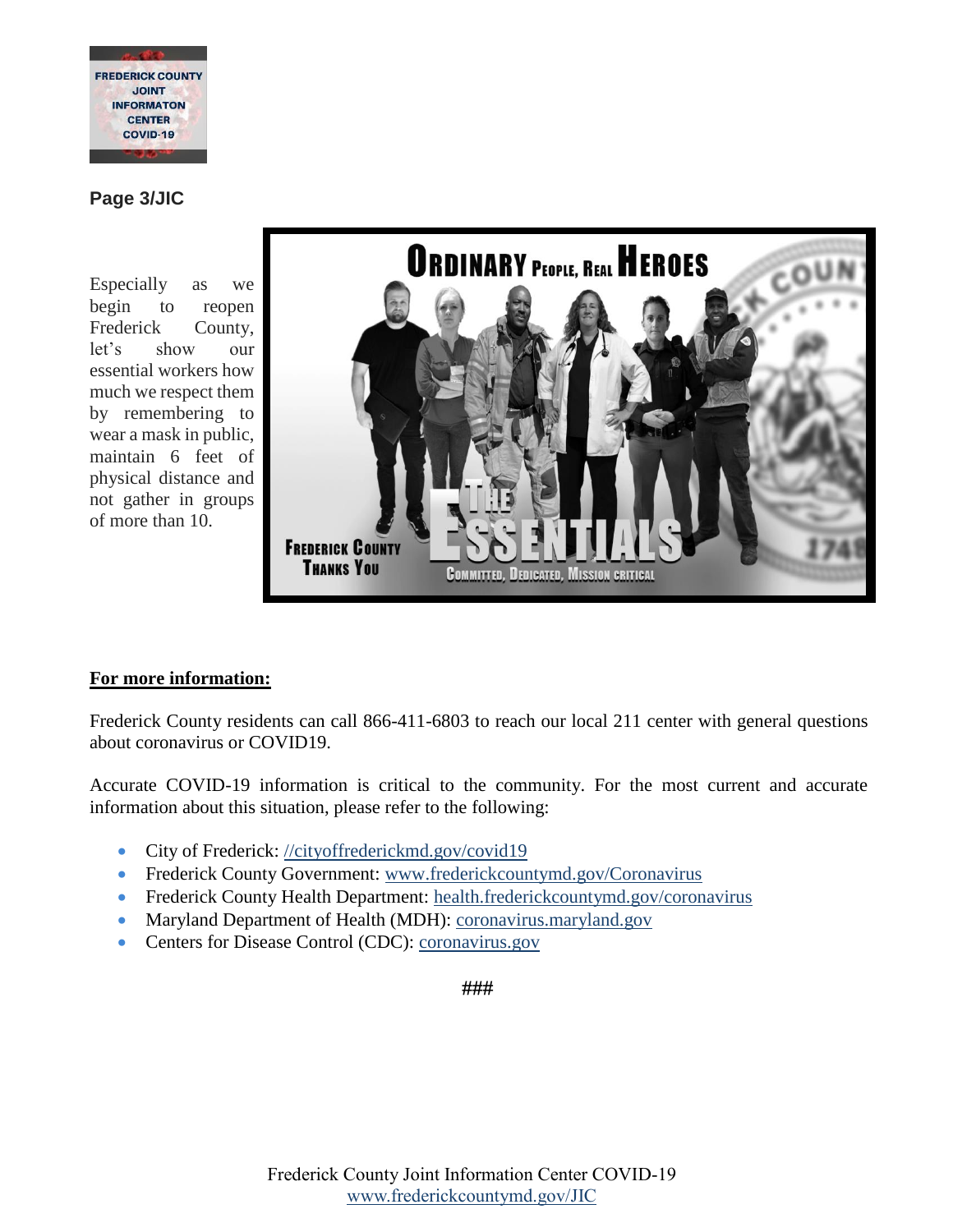Especially as we begin to reopen Frederick County, let's show our essential workers how much we respect them by remembering to wear a mask in public, maintain 6 feet of physical distance and not gather in groups of more than 10.

**For more information:**

Frederick County residents can call 866-411-6803 to reach our local 211 center with general questions about coronavirus or COVID19.

Accurate COVID-19 information is critical to the community. For the most current and accurate information about this situation, please refer to the following:

- City of Frederick: //cityoffrederickmd.gov/covid19
- Frederick County Government: www.frederickcountymd.gov/Coronavirus
- Frederick County Health Department: health.frederickcountymd.gov/coronavirus
- Maryland Department of Health (MDH): coronavirus.maryland.gov
- Centers for Disease Control (CDC): coronavirus.gov

###